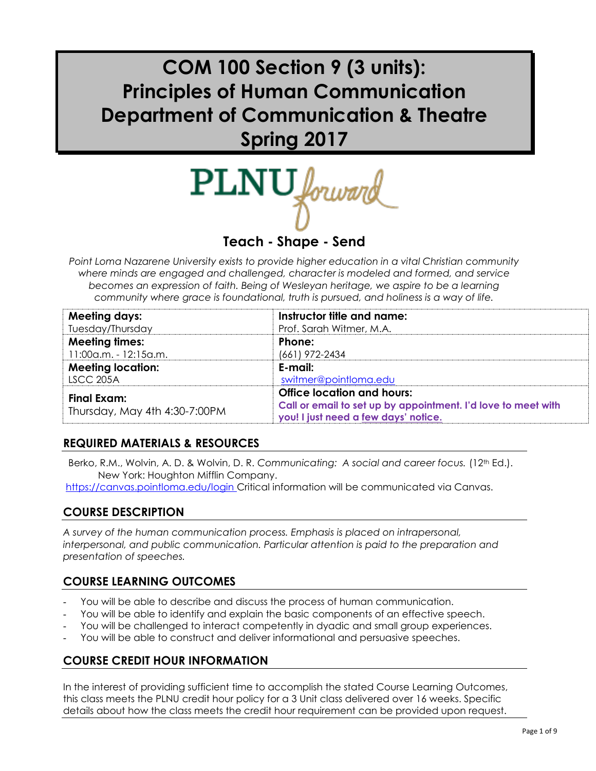# COM 100 Section 9 (3 units): Principles of Human Communication Department of Communication & Theatre Spring 2017

PLNU *forward*

**Teach - Shape - Send**

*Point Loma Nazarene University exists to provide higher education in a vital Christian community where minds are engaged and challenged, character is modeled and formed, and service becomes an expression of faith. Being of Wesleyan heritage, we aspire to be a learning community where grace is foundational, truth is pursued, and holiness is a way of life.*

| **Meeting days:** Tuesday/Thursday | **Instructor title and name:** Prof. Sarah Witmer, M.A. |
|---|---|
| **Meeting times:** 11:00a.m. - 12:15a.m. | **Phone:** (661) 972-2434 |
| **Meeting location:** LSCC 205A | **E-mail:** switmer@pointloma.edu |
| **Final Exam:** Thursday, May 4th 4:30-7:00PM | **Office location and hours:** **Call or email to set up by appointment. I'd love to meet with you! I just need a few days' notice.** |

## REQUIRED MATERIALS & RESOURCES

Berko, R.M., Wolvin, A. D. & Wolvin, D. R. *Communicating: A social and career focus.* (12th Ed.). New York: Houghton Mifflin Company.

https://canvas.pointloma.edu/login Critical information will be communicated via Canvas.

## COURSE DESCRIPTION

*A survey of the human communication process. Emphasis is placed on intrapersonal, interpersonal, and public communication. Particular attention is paid to the preparation and presentation of speeches.*

## COURSE LEARNING OUTCOMES

- You will be able to describe and discuss the process of human communication.
- You will be able to identify and explain the basic components of an effective speech.
- You will be challenged to interact competently in dyadic and small group experiences.
- You will be able to construct and deliver informational and persuasive speeches.

## COURSE CREDIT HOUR INFORMATION

In the interest of providing sufficient time to accomplish the stated Course Learning Outcomes, this class meets the PLNU credit hour policy for a 3 Unit class delivered over 16 weeks. Specific details about how the class meets the credit hour requirement can be provided upon request.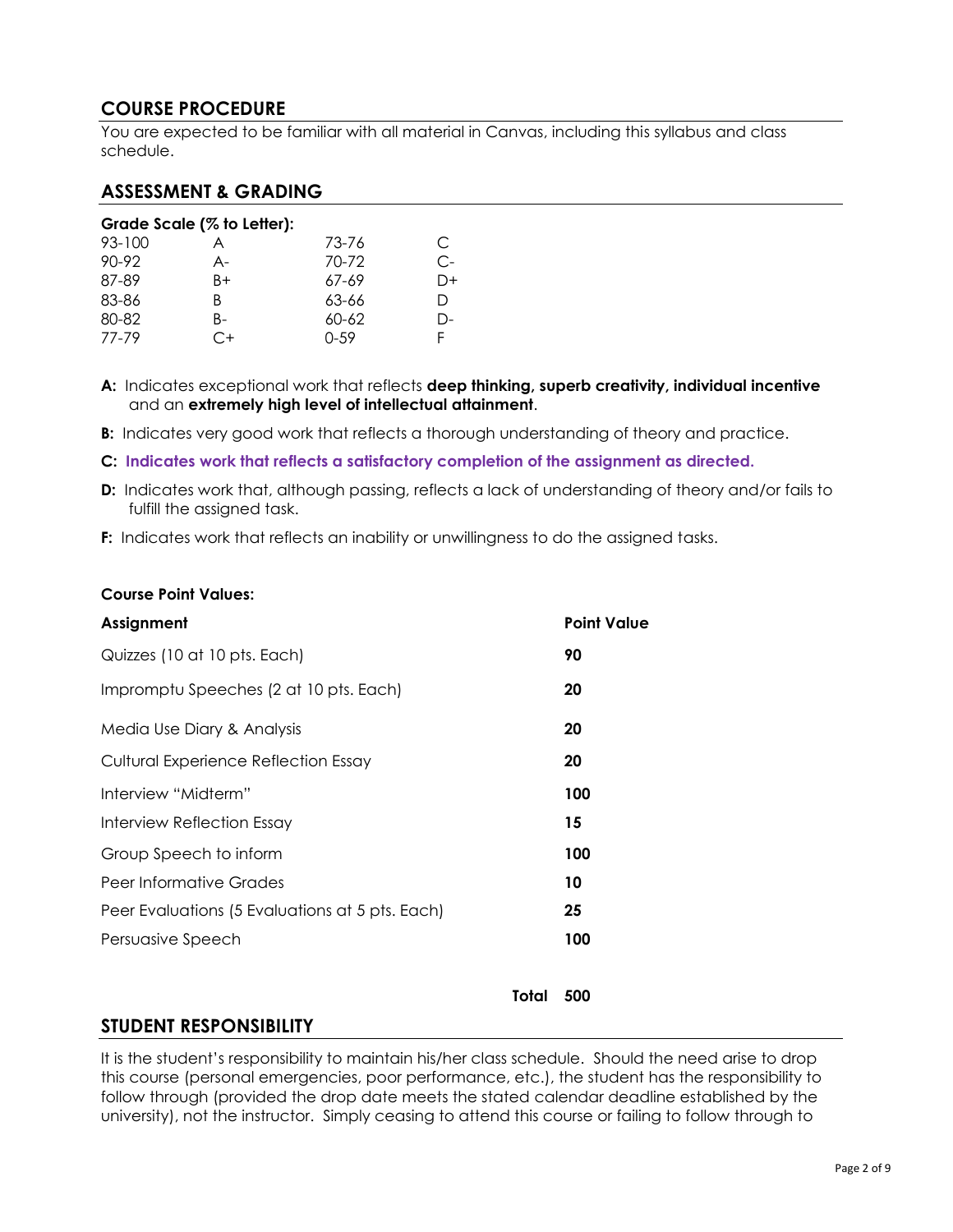## COURSE PROCEDURE

You are expected to be familiar with all material in Canvas, including this syllabus and class schedule.

## ASSESSMENT & GRADING

**Grade Scale (% to Letter):**

| | | | |
|---|---|---|---|
| 93-100 | A | 73-76 | C |
| 90-92 | A- | 70-72 | C- |
| 87-89 | B+ | 67-69 | D+ |
| 83-86 | B | 63-66 | D |
| 80-82 | B- | 60-62 | D- |
| 77-79 | C+ | 0-59 | F |

- **A:** Indicates exceptional work that reflects **deep thinking, superb creativity, individual incentive** and an **extremely high level of intellectual attainment**.
- **B:** Indicates very good work that reflects a thorough understanding of theory and practice.
- **C: Indicates work that reflects a satisfactory completion of the assignment as directed.**
- **D:** Indicates work that, although passing, reflects a lack of understanding of theory and/or fails to fulfill the assigned task.
- **F:** Indicates work that reflects an inability or unwillingness to do the assigned tasks.

**Course Point Values:**

| Assignment | Point Value |
|---|---|
| Quizzes (10 at 10 pts. Each) | **90** |
| Impromptu Speeches (2 at 10 pts. Each) | **20** |
| Media Use Diary & Analysis | **20** |
| Cultural Experience Reflection Essay | **20** |
| Interview "Midterm" | **100** |
| Interview Reflection Essay | **15** |
| Group Speech to inform | **100** |
| Peer Informative Grades | **10** |
| Peer Evaluations (5 Evaluations at 5 pts. Each) | **25** |
| Persuasive Speech | **100** |
| **Total** | **500** |

## STUDENT RESPONSIBILITY

It is the student's responsibility to maintain his/her class schedule. Should the need arise to drop this course (personal emergencies, poor performance, etc.), the student has the responsibility to follow through (provided the drop date meets the stated calendar deadline established by the university), not the instructor. Simply ceasing to attend this course or failing to follow through to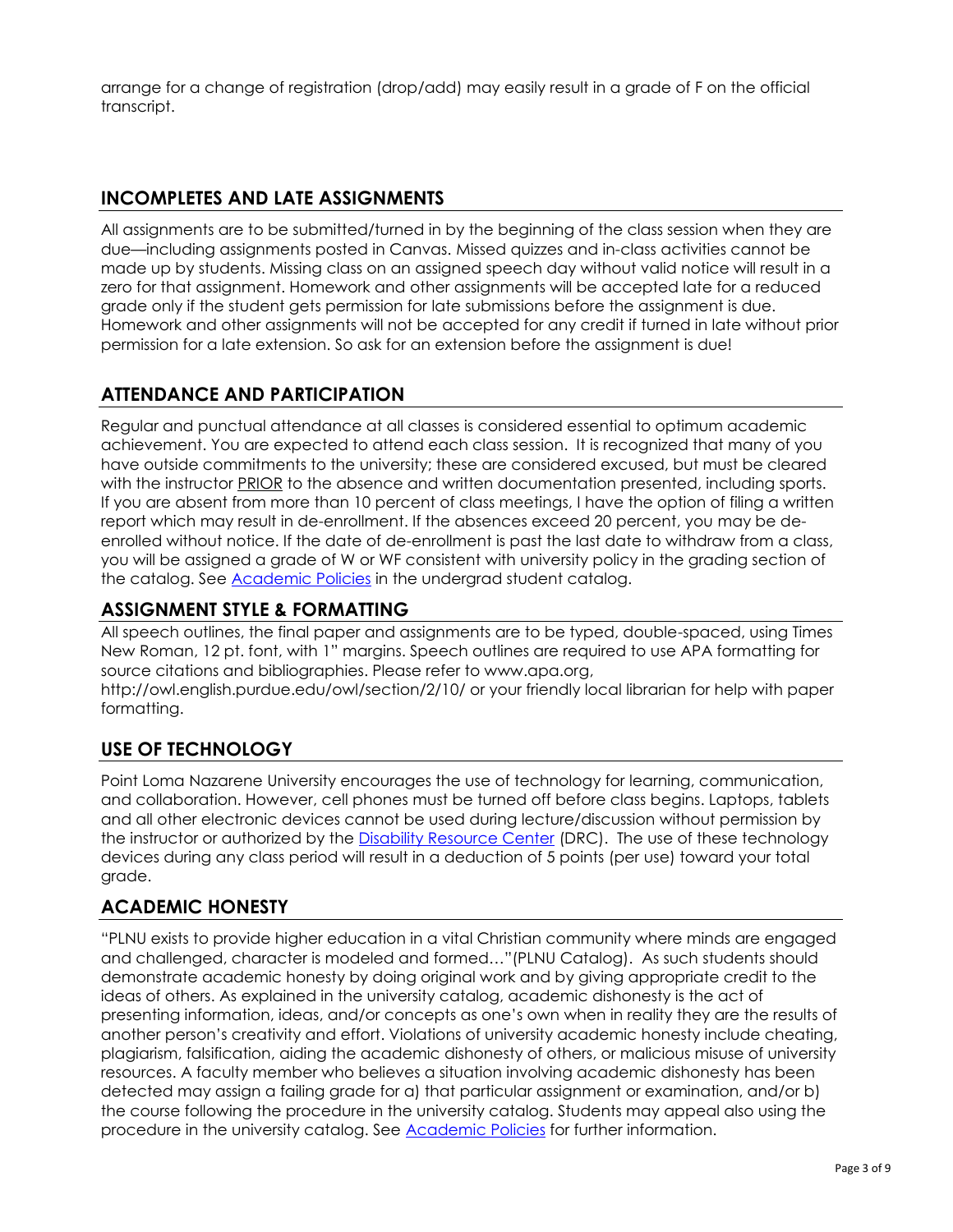arrange for a change of registration (drop/add) may easily result in a grade of F on the official transcript.

## INCOMPLETES AND LATE ASSIGNMENTS

All assignments are to be submitted/turned in by the beginning of the class session when they are due—including assignments posted in Canvas. Missed quizzes and in-class activities cannot be made up by students. Missing class on an assigned speech day without valid notice will result in a zero for that assignment. Homework and other assignments will be accepted late for a reduced grade only if the student gets permission for late submissions before the assignment is due. Homework and other assignments will not be accepted for any credit if turned in late without prior permission for a late extension. So ask for an extension before the assignment is due!

## ATTENDANCE AND PARTICIPATION

Regular and punctual attendance at all classes is considered essential to optimum academic achievement. You are expected to attend each class session. It is recognized that many of you have outside commitments to the university; these are considered excused, but must be cleared with the instructor PRIOR to the absence and written documentation presented, including sports. If you are absent from more than 10 percent of class meetings, I have the option of filing a written report which may result in de-enrollment. If the absences exceed 20 percent, you may be de-enrolled without notice. If the date of de-enrollment is past the last date to withdraw from a class, you will be assigned a grade of W or WF consistent with university policy in the grading section of the catalog. See [Academic Policies] in the undergrad student catalog.

## ASSIGNMENT STYLE & FORMATTING

All speech outlines, the final paper and assignments are to be typed, double-spaced, using Times New Roman, 12 pt. font, with 1" margins. Speech outlines are required to use APA formatting for source citations and bibliographies. Please refer to www.apa.org, http://owl.english.purdue.edu/owl/section/2/10/ or your friendly local librarian for help with paper formatting.

## USE OF TECHNOLOGY

Point Loma Nazarene University encourages the use of technology for learning, communication, and collaboration. However, cell phones must be turned off before class begins. Laptops, tablets and all other electronic devices cannot be used during lecture/discussion without permission by the instructor or authorized by the [Disability Resource Center] (DRC). The use of these technology devices during any class period will result in a deduction of 5 points (per use) toward your total grade.

## ACADEMIC HONESTY

"PLNU exists to provide higher education in a vital Christian community where minds are engaged and challenged, character is modeled and formed…"(PLNU Catalog). As such students should demonstrate academic honesty by doing original work and by giving appropriate credit to the ideas of others. As explained in the university catalog, academic dishonesty is the act of presenting information, ideas, and/or concepts as one's own when in reality they are the results of another person's creativity and effort. Violations of university academic honesty include cheating, plagiarism, falsification, aiding the academic dishonesty of others, or malicious misuse of university resources. A faculty member who believes a situation involving academic dishonesty has been detected may assign a failing grade for a) that particular assignment or examination, and/or b) the course following the procedure in the university catalog. Students may appeal also using the procedure in the university catalog. See [Academic Policies] for further information.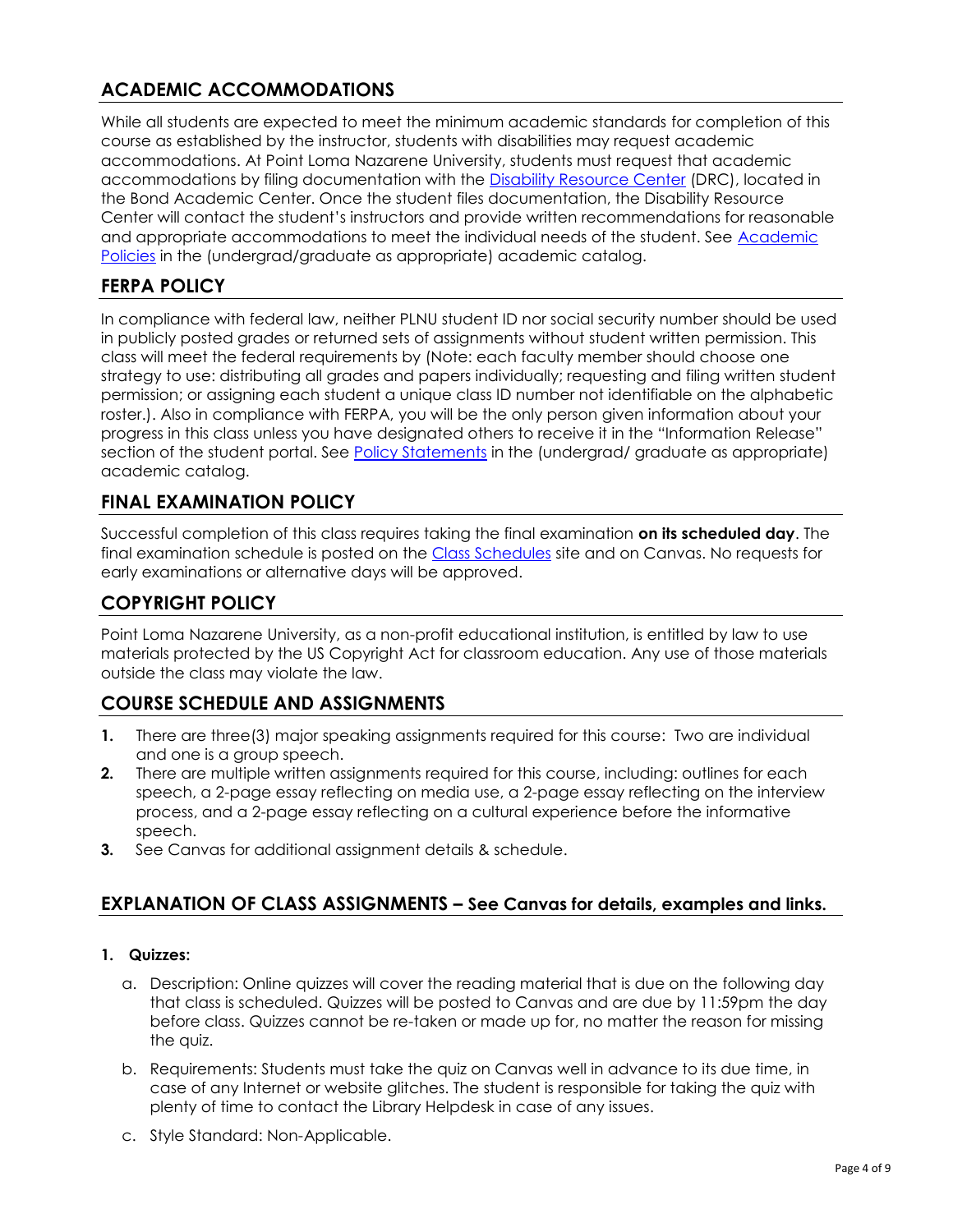## ACADEMIC ACCOMMODATIONS

While all students are expected to meet the minimum academic standards for completion of this course as established by the instructor, students with disabilities may request academic accommodations. At Point Loma Nazarene University, students must request that academic accommodations by filing documentation with the Disability Resource Center (DRC), located in the Bond Academic Center. Once the student files documentation, the Disability Resource Center will contact the student's instructors and provide written recommendations for reasonable and appropriate accommodations to meet the individual needs of the student. See Academic Policies in the (undergrad/graduate as appropriate) academic catalog.

## FERPA POLICY

In compliance with federal law, neither PLNU student ID nor social security number should be used in publicly posted grades or returned sets of assignments without student written permission. This class will meet the federal requirements by (Note: each faculty member should choose one strategy to use: distributing all grades and papers individually; requesting and filing written student permission; or assigning each student a unique class ID number not identifiable on the alphabetic roster.). Also in compliance with FERPA, you will be the only person given information about your progress in this class unless you have designated others to receive it in the "Information Release" section of the student portal. See Policy Statements in the (undergrad/ graduate as appropriate) academic catalog.

## FINAL EXAMINATION POLICY

Successful completion of this class requires taking the final examination **on its scheduled day**. The final examination schedule is posted on the Class Schedules site and on Canvas. No requests for early examinations or alternative days will be approved.

## COPYRIGHT POLICY

Point Loma Nazarene University, as a non-profit educational institution, is entitled by law to use materials protected by the US Copyright Act for classroom education. Any use of those materials outside the class may violate the law.

## COURSE SCHEDULE AND ASSIGNMENTS

1. There are three(3) major speaking assignments required for this course: Two are individual and one is a group speech.
2. There are multiple written assignments required for this course, including: outlines for each speech, a 2-page essay reflecting on media use, a 2-page essay reflecting on the interview process, and a 2-page essay reflecting on a cultural experience before the informative speech.
3. See Canvas for additional assignment details & schedule.

## EXPLANATION OF CLASS ASSIGNMENTS – See Canvas for details, examples and links.

1. **Quizzes:**
   a. Description: Online quizzes will cover the reading material that is due on the following day that class is scheduled. Quizzes will be posted to Canvas and are due by 11:59pm the day before class. Quizzes cannot be re-taken or made up for, no matter the reason for missing the quiz.
   b. Requirements: Students must take the quiz on Canvas well in advance to its due time, in case of any Internet or website glitches. The student is responsible for taking the quiz with plenty of time to contact the Library Helpdesk in case of any issues.
   c. Style Standard: Non-Applicable.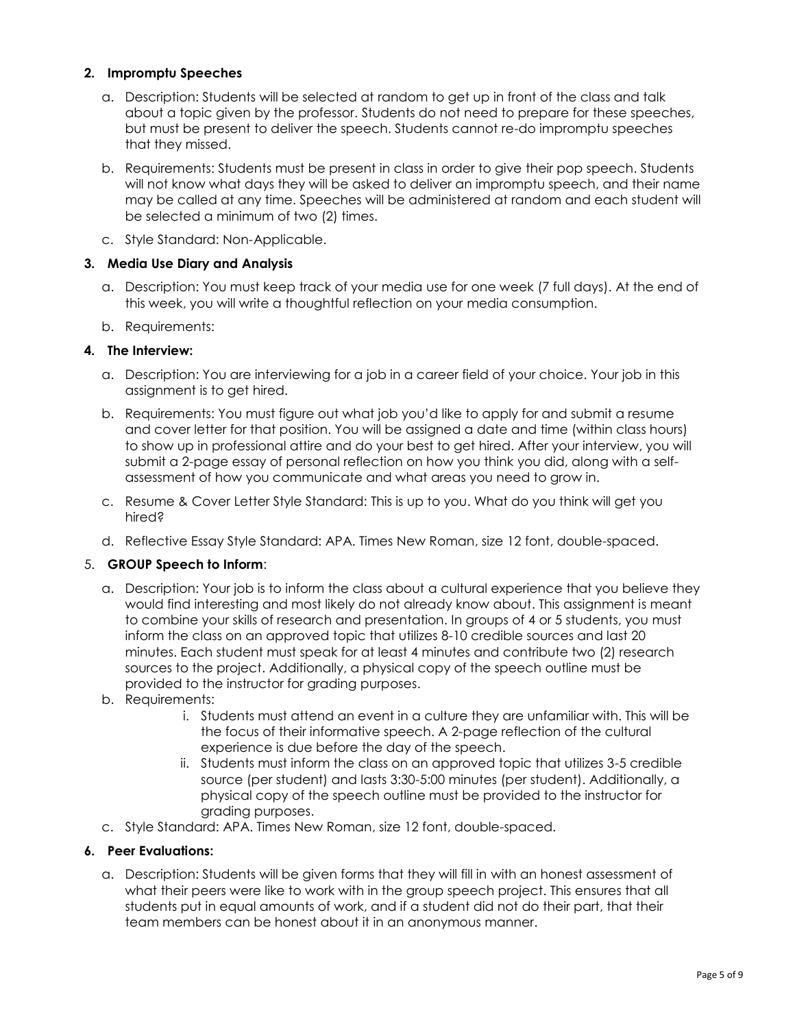**2. Impromptu Speeches**

a. Description: Students will be selected at random to get up in front of the class and talk about a topic given by the professor. Students do not need to prepare for these speeches, but must be present to deliver the speech. Students cannot re-do impromptu speeches that they missed.

b. Requirements: Students must be present in class in order to give their pop speech. Students will not know what days they will be asked to deliver an impromptu speech, and their name may be called at any time. Speeches will be administered at random and each student will be selected a minimum of two (2) times.

c. Style Standard: Non-Applicable.

**3. Media Use Diary and Analysis**

a. Description: You must keep track of your media use for one week (7 full days). At the end of this week, you will write a thoughtful reflection on your media consumption.

b. Requirements:

**4. The Interview:**

a. Description: You are interviewing for a job in a career field of your choice. Your job in this assignment is to get hired.

b. Requirements: You must figure out what job you'd like to apply for and submit a resume and cover letter for that position. You will be assigned a date and time (within class hours) to show up in professional attire and do your best to get hired. After your interview, you will submit a 2-page essay of personal reflection on how you think you did, along with a self-assessment of how you communicate and what areas you need to grow in.

c. Resume & Cover Letter Style Standard: This is up to you. What do you think will get you hired?

d. Reflective Essay Style Standard: APA. Times New Roman, size 12 font, double-spaced.

5. **GROUP Speech to Inform**:

a. Description: Your job is to inform the class about a cultural experience that you believe they would find interesting and most likely do not already know about. This assignment is meant to combine your skills of research and presentation. In groups of 4 or 5 students, you must inform the class on an approved topic that utilizes 8-10 credible sources and last 20 minutes. Each student must speak for at least 4 minutes and contribute two (2) research sources to the project. Additionally, a physical copy of the speech outline must be provided to the instructor for grading purposes.

b. Requirements:

   i. Students must attend an event in a culture they are unfamiliar with. This will be the focus of their informative speech. A 2-page reflection of the cultural experience is due before the day of the speech.

   ii. Students must inform the class on an approved topic that utilizes 3-5 credible source (per student) and lasts 3:30-5:00 minutes (per student). Additionally, a physical copy of the speech outline must be provided to the instructor for grading purposes.

c. Style Standard: APA. Times New Roman, size 12 font, double-spaced.

**6. Peer Evaluations:**

a. Description: Students will be given forms that they will fill in with an honest assessment of what their peers were like to work with in the group speech project. This ensures that all students put in equal amounts of work, and if a student did not do their part, that their team members can be honest about it in an anonymous manner.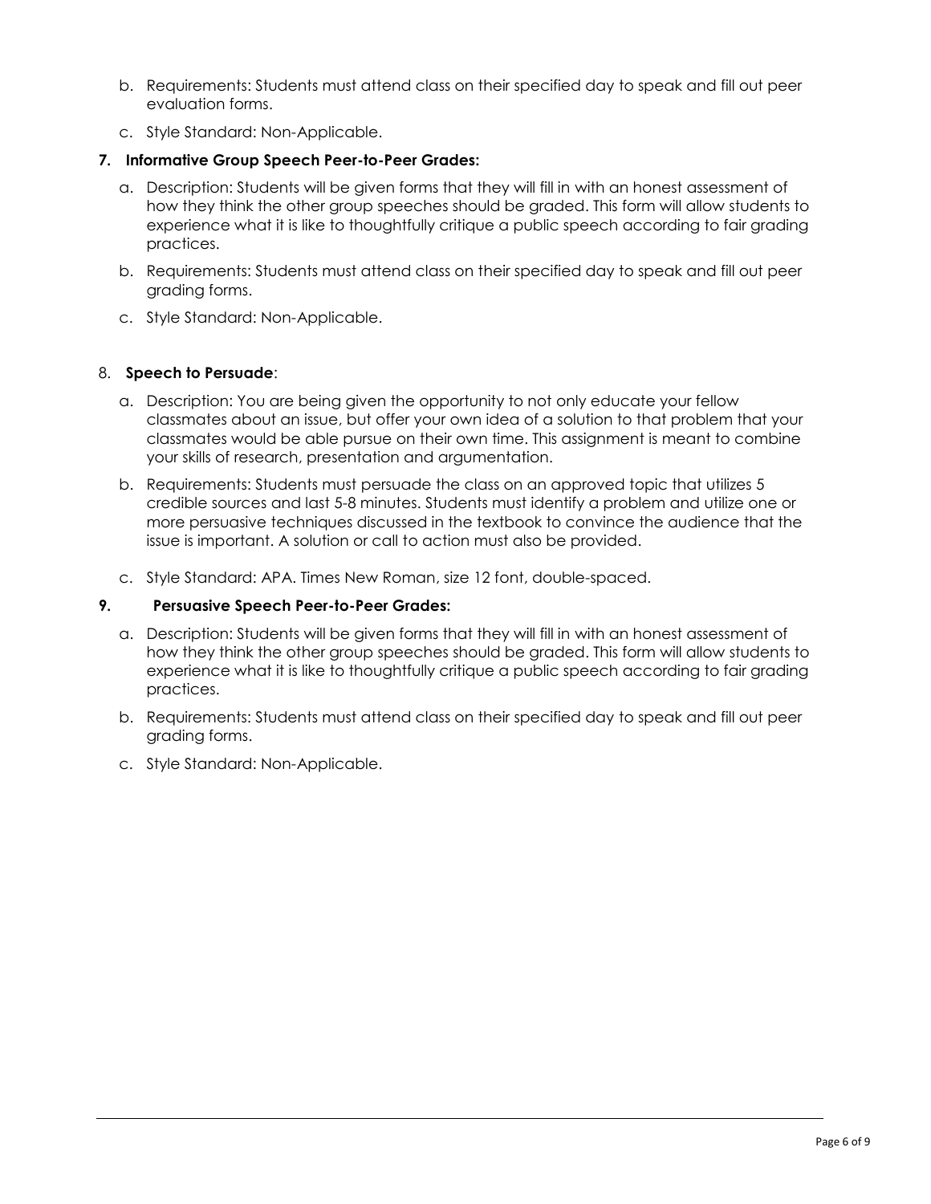b. Requirements: Students must attend class on their specified day to speak and fill out peer evaluation forms.

c. Style Standard: Non-Applicable.

**7. Informative Group Speech Peer-to-Peer Grades:**

a. Description: Students will be given forms that they will fill in with an honest assessment of how they think the other group speeches should be graded. This form will allow students to experience what it is like to thoughtfully critique a public speech according to fair grading practices.

b. Requirements: Students must attend class on their specified day to speak and fill out peer grading forms.

c. Style Standard: Non-Applicable.

8. **Speech to Persuade**:

a. Description: You are being given the opportunity to not only educate your fellow classmates about an issue, but offer your own idea of a solution to that problem that your classmates would be able pursue on their own time. This assignment is meant to combine your skills of research, presentation and argumentation.

b. Requirements: Students must persuade the class on an approved topic that utilizes 5 credible sources and last 5-8 minutes. Students must identify a problem and utilize one or more persuasive techniques discussed in the textbook to convince the audience that the issue is important. A solution or call to action must also be provided.

c. Style Standard: APA. Times New Roman, size 12 font, double-spaced.

**9. Persuasive Speech Peer-to-Peer Grades:**

a. Description: Students will be given forms that they will fill in with an honest assessment of how they think the other group speeches should be graded. This form will allow students to experience what it is like to thoughtfully critique a public speech according to fair grading practices.

b. Requirements: Students must attend class on their specified day to speak and fill out peer grading forms.

c. Style Standard: Non-Applicable.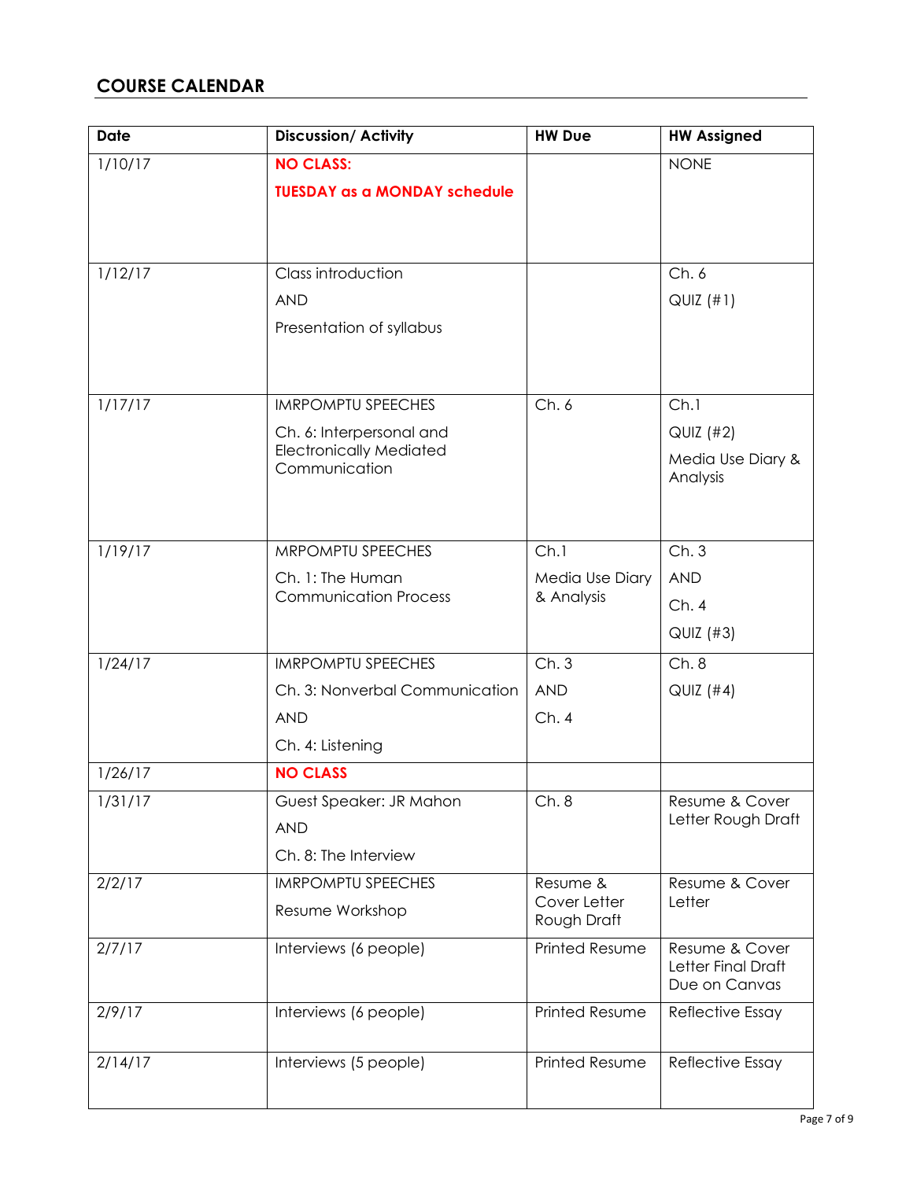## COURSE CALENDAR

| Date | Discussion/ Activity | HW Due | HW Assigned |
|---|---|---|---|
| 1/10/17 | **NO CLASS:** **TUESDAY as a MONDAY schedule** | | NONE |
| 1/12/17 | Class introduction AND Presentation of syllabus | | Ch. 6 QUIZ (#1) |
| 1/17/17 | IMRPOMPTU SPEECHES Ch. 6: Interpersonal and Electronically Mediated Communication | Ch. 6 | Ch.1 QUIZ (#2) Media Use Diary & Analysis |
| 1/19/17 | MRPOMPTU SPEECHES Ch. 1: The Human Communication Process | Ch.1 Media Use Diary & Analysis | Ch. 3 AND Ch. 4 QUIZ (#3) |
| 1/24/17 | IMRPOMPTU SPEECHES Ch. 3: Nonverbal Communication AND Ch. 4: Listening | Ch. 3 AND Ch. 4 | Ch. 8 QUIZ (#4) |
| 1/26/17 | **NO CLASS** | | |
| 1/31/17 | Guest Speaker: JR Mahon AND Ch. 8: The Interview | Ch. 8 | Resume & Cover Letter Rough Draft |
| 2/2/17 | IMRPOMPTU SPEECHES Resume Workshop | Resume & Cover Letter Rough Draft | Resume & Cover Letter |
| 2/7/17 | Interviews (6 people) | Printed Resume | Resume & Cover Letter Final Draft Due on Canvas |
| 2/9/17 | Interviews (6 people) | Printed Resume | Reflective Essay |
| 2/14/17 | Interviews (5 people) | Printed Resume | Reflective Essay |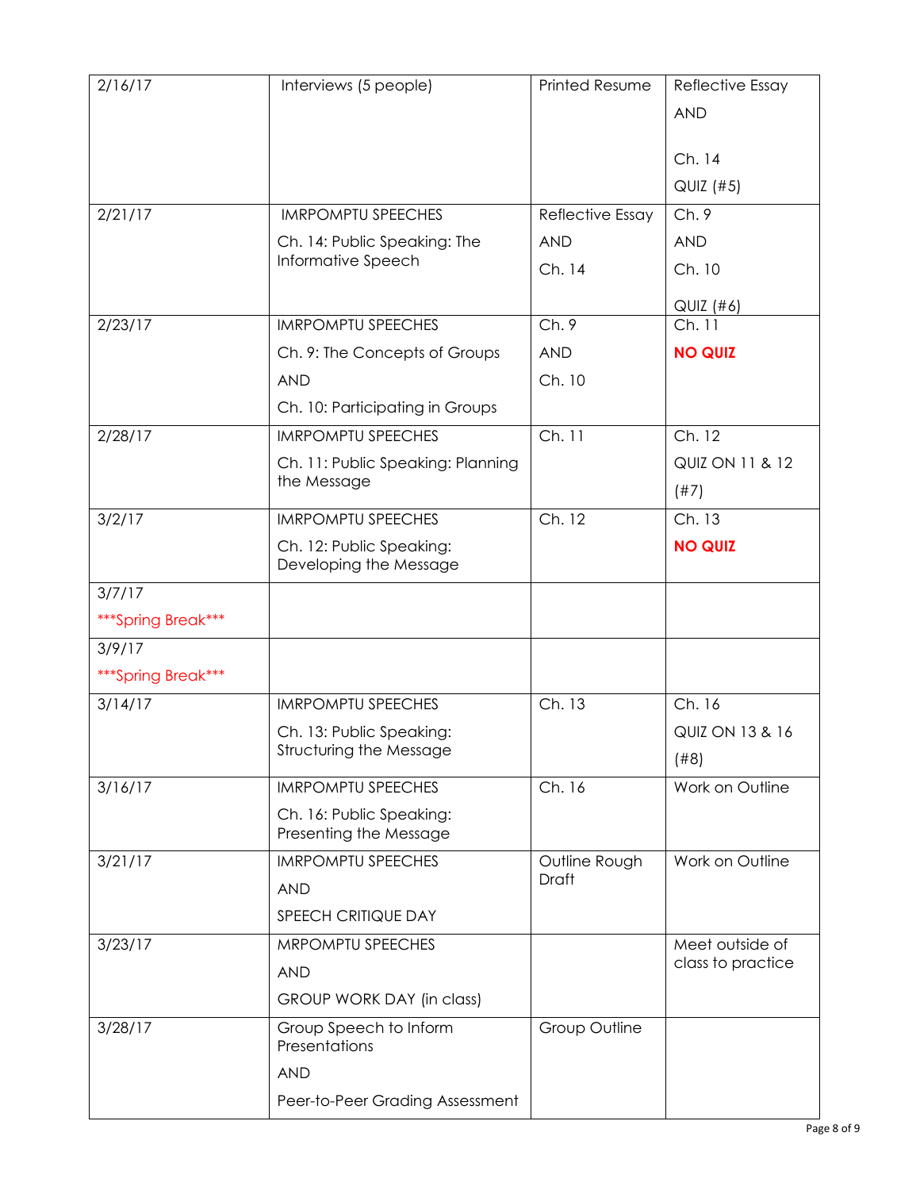| 2/16/17 | Interviews (5 people) | Printed Resume | Reflective Essay<br>AND<br><br>Ch. 14<br>QUIZ (#5) |
|---|---|---|---|
| 2/21/17 | IMRPOMPTU SPEECHES<br>Ch. 14: Public Speaking: The Informative Speech | Reflective Essay<br>AND<br>Ch. 14 | Ch. 9<br>AND<br>Ch. 10<br><br>QUIZ (#6) |
| 2/23/17 | IMRPOMPTU SPEECHES<br>Ch. 9: The Concepts of Groups<br>AND<br>Ch. 10: Participating in Groups | Ch. 9<br>AND<br>Ch. 10 | Ch. 11<br>**NO QUIZ** |
| 2/28/17 | IMRPOMPTU SPEECHES<br>Ch. 11: Public Speaking: Planning the Message | Ch. 11 | Ch. 12<br>QUIZ ON 11 & 12<br>(#7) |
| 3/2/17 | IMRPOMPTU SPEECHES<br>Ch. 12: Public Speaking: Developing the Message | Ch. 12 | Ch. 13<br>**NO QUIZ** |
| 3/7/17<br>***Spring Break*** | | | |
| 3/9/17<br>***Spring Break*** | | | |
| 3/14/17 | IMRPOMPTU SPEECHES<br>Ch. 13: Public Speaking: Structuring the Message | Ch. 13 | Ch. 16<br>QUIZ ON 13 & 16<br>(#8) |
| 3/16/17 | IMRPOMPTU SPEECHES<br>Ch. 16: Public Speaking: Presenting the Message | Ch. 16 | Work on Outline |
| 3/21/17 | IMRPOMPTU SPEECHES<br>AND<br>SPEECH CRITIQUE DAY | Outline Rough Draft | Work on Outline |
| 3/23/17 | MRPOMPTU SPEECHES<br>AND<br>GROUP WORK DAY (in class) | | Meet outside of class to practice |
| 3/28/17 | Group Speech to Inform Presentations<br>AND<br>Peer-to-Peer Grading Assessment | Group Outline | |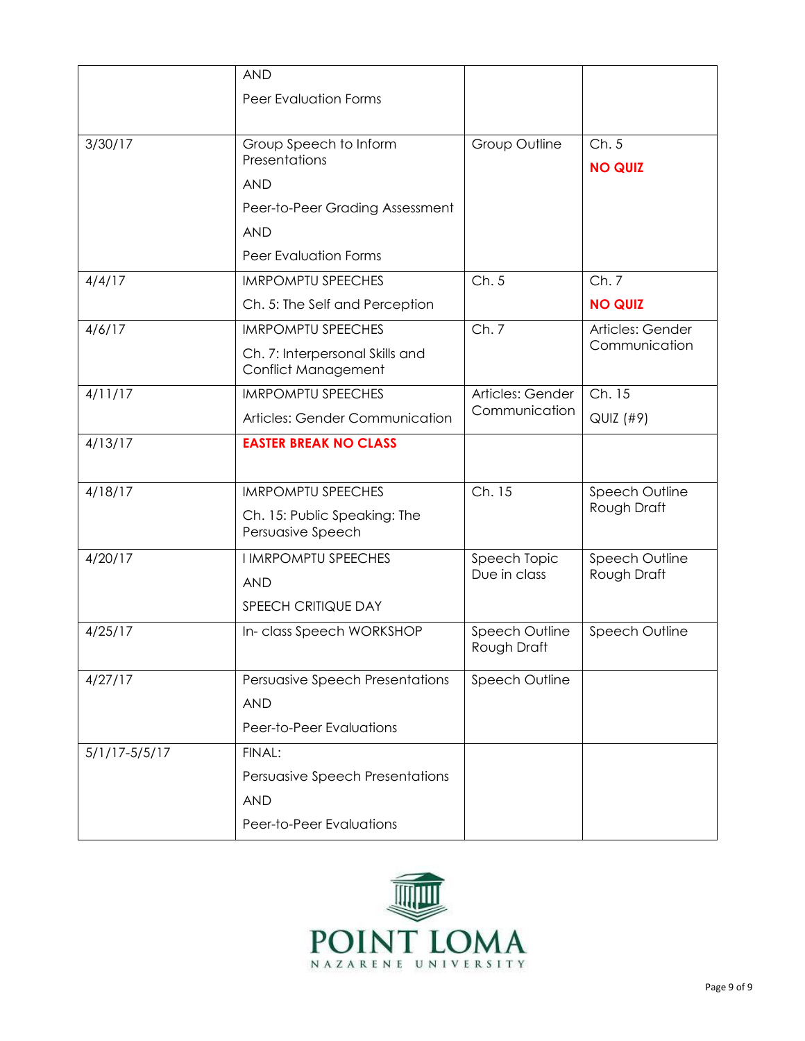| | | | |
|---|---|---|---|
| | AND<br><br>Peer Evaluation Forms | | |
| 3/30/17 | Group Speech to Inform Presentations<br><br>AND<br><br>Peer-to-Peer Grading Assessment<br><br>AND<br><br>Peer Evaluation Forms | Group Outline | Ch. 5<br><br>**NO QUIZ** |
| 4/4/17 | IMRPOMPTU SPEECHES<br><br>Ch. 5: The Self and Perception | Ch. 5 | Ch. 7<br><br>**NO QUIZ** |
| 4/6/17 | IMRPOMPTU SPEECHES<br><br>Ch. 7: Interpersonal Skills and Conflict Management | Ch. 7 | Articles: Gender Communication |
| 4/11/17 | IMRPOMPTU SPEECHES<br><br>Articles: Gender Communication | Articles: Gender Communication | Ch. 15<br><br>QUIZ (#9) |
| 4/13/17 | **EASTER BREAK NO CLASS** | | |
| 4/18/17 | IMRPOMPTU SPEECHES<br><br>Ch. 15: Public Speaking: The Persuasive Speech | Ch. 15 | Speech Outline Rough Draft |
| 4/20/17 | I IMRPOMPTU SPEECHES<br><br>AND<br><br>SPEECH CRITIQUE DAY | Speech Topic Due in class | Speech Outline Rough Draft |
| 4/25/17 | In- class Speech WORKSHOP | Speech Outline Rough Draft | Speech Outline |
| 4/27/17 | Persuasive Speech Presentations<br><br>AND<br><br>Peer-to-Peer Evaluations | Speech Outline | |
| 5/1/17-5/5/17 | FINAL:<br><br>Persuasive Speech Presentations<br><br>AND<br><br>Peer-to-Peer Evaluations | | |

POINT LOMA
NAZARENE UNIVERSITY